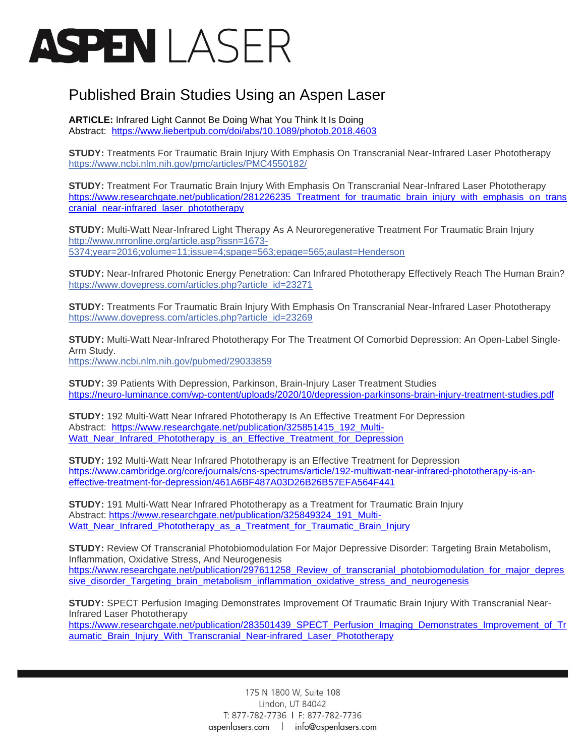# ASPEN LASER

## Published Brain Studies Using an Aspen Laser

**ARTICLE:** Infrared Light Cannot Be Doing What You Think It Is Doing
Abstract: https://www.liebertpub.com/doi/abs/10.1089/photob.2018.4603

**STUDY:** Treatments For Traumatic Brain Injury With Emphasis On Transcranial Near-Infrared Laser Phototherapy
https://www.ncbi.nlm.nih.gov/pmc/articles/PMC4550182/

**STUDY:** Treatment For Traumatic Brain Injury With Emphasis On Transcranial Near-Infrared Laser Phototherapy
https://www.researchgate.net/publication/281226235_Treatment_for_traumatic_brain_injury_with_emphasis_on_transcranial_near-infrared_laser_phototherapy

**STUDY:** Multi-Watt Near-Infrared Light Therapy As A Neuroregenerative Treatment For Traumatic Brain Injury
http://www.nrronline.org/article.asp?issn=1673-5374;year=2016;volume=11;issue=4;spage=563;epage=565;aulast=Henderson

**STUDY:** Near-Infrared Photonic Energy Penetration: Can Infrared Phototherapy Effectively Reach The Human Brain?
https://www.dovepress.com/articles.php?article_id=23271

**STUDY:** Treatments For Traumatic Brain Injury With Emphasis On Transcranial Near-Infrared Laser Phototherapy
https://www.dovepress.com/articles.php?article_id=23269

**STUDY:** Multi-Watt Near-Infrared Phototherapy For The Treatment Of Comorbid Depression: An Open-Label Single-Arm Study.
https://www.ncbi.nlm.nih.gov/pubmed/29033859

**STUDY:** 39 Patients With Depression, Parkinson, Brain-Injury Laser Treatment Studies
https://neuro-luminance.com/wp-content/uploads/2020/10/depression-parkinsons-brain-injury-treatment-studies.pdf

**STUDY:** 192 Multi-Watt Near Infrared Phototherapy Is An Effective Treatment For Depression
Abstract: https://www.researchgate.net/publication/325851415_192_Multi-Watt_Near_Infrared_Phototherapy_is_an_Effective_Treatment_for_Depression

**STUDY:** 192 Multi-Watt Near Infrared Phototherapy is an Effective Treatment for Depression
https://www.cambridge.org/core/journals/cns-spectrums/article/192-multiwatt-near-infrared-phototherapy-is-an-effective-treatment-for-depression/461A6BF487A03D26B26B57EFA564F441

**STUDY:** 191 Multi-Watt Near Infrared Phototherapy as a Treatment for Traumatic Brain Injury
Abstract: https://www.researchgate.net/publication/325849324_191_Multi-Watt_Near_Infrared_Phototherapy_as_a_Treatment_for_Traumatic_Brain_Injury

**STUDY:** Review Of Transcranial Photobiomodulation For Major Depressive Disorder: Targeting Brain Metabolism, Inflammation, Oxidative Stress, And Neurogenesis
https://www.researchgate.net/publication/297611258_Review_of_transcranial_photobiomodulation_for_major_depressive_disorder_Targeting_brain_metabolism_inflammation_oxidative_stress_and_neurogenesis

**STUDY:** SPECT Perfusion Imaging Demonstrates Improvement Of Traumatic Brain Injury With Transcranial Near-Infrared Laser Phototherapy
https://www.researchgate.net/publication/283501439_SPECT_Perfusion_Imaging_Demonstrates_Improvement_of_Traumatic_Brain_Injury_With_Transcranial_Near-infrared_Laser_Phototherapy

175 N 1800 W, Suite 108
Lindon, UT 84042
T: 877-782-7736 I F: 877-782-7736
aspenlasers.com | info@aspenlasers.com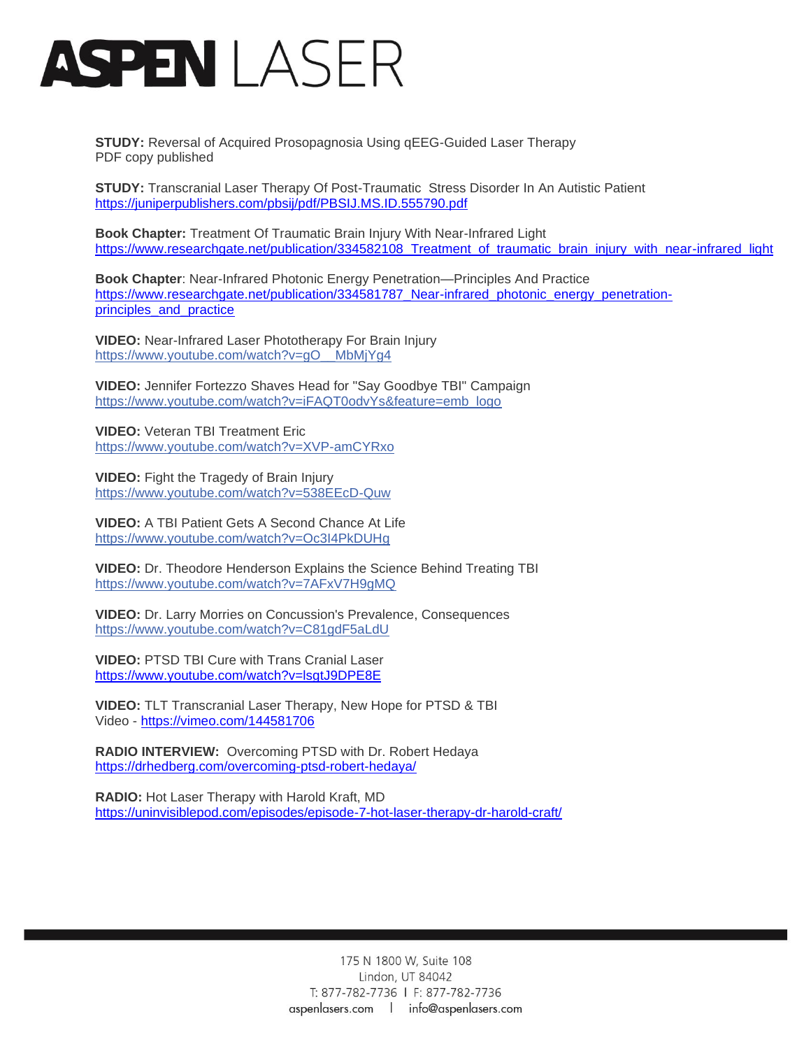# ASPEN LASER

**STUDY:** Reversal of Acquired Prosopagnosia Using qEEG-Guided Laser Therapy
PDF copy published

**STUDY:** Transcranial Laser Therapy Of Post-Traumatic Stress Disorder In An Autistic Patient
https://juniperpublishers.com/pbsij/pdf/PBSIJ.MS.ID.555790.pdf

**Book Chapter:** Treatment Of Traumatic Brain Injury With Near-Infrared Light
https://www.researchgate.net/publication/334582108_Treatment_of_traumatic_brain_injury_with_near-infrared_light

**Book Chapter**: Near-Infrared Photonic Energy Penetration—Principles And Practice
https://www.researchgate.net/publication/334581787_Near-infrared_photonic_energy_penetration-principles_and_practice

**VIDEO:** Near-Infrared Laser Phototherapy For Brain Injury
https://www.youtube.com/watch?v=gO__MbMjYg4

**VIDEO:** Jennifer Fortezzo Shaves Head for "Say Goodbye TBI" Campaign
https://www.youtube.com/watch?v=iFAQT0odvYs&feature=emb_logo

**VIDEO:** Veteran TBI Treatment Eric
https://www.youtube.com/watch?v=XVP-amCYRxo

**VIDEO:** Fight the Tragedy of Brain Injury
https://www.youtube.com/watch?v=538EEcD-Quw

**VIDEO:** A TBI Patient Gets A Second Chance At Life
https://www.youtube.com/watch?v=Oc3I4PkDUHg

**VIDEO:** Dr. Theodore Henderson Explains the Science Behind Treating TBI
https://www.youtube.com/watch?v=7AFxV7H9gMQ

**VIDEO:** Dr. Larry Morries on Concussion's Prevalence, Consequences
https://www.youtube.com/watch?v=C81gdF5aLdU

**VIDEO:** PTSD TBI Cure with Trans Cranial Laser
https://www.youtube.com/watch?v=lsgtJ9DPE8E

**VIDEO:** TLT Transcranial Laser Therapy, New Hope for PTSD & TBI
Video - https://vimeo.com/144581706

**RADIO INTERVIEW:** Overcoming PTSD with Dr. Robert Hedaya
https://drhedberg.com/overcoming-ptsd-robert-hedaya/

**RADIO:** Hot Laser Therapy with Harold Kraft, MD
https://uninvisiblepod.com/episodes/episode-7-hot-laser-therapy-dr-harold-craft/

175 N 1800 W, Suite 108
Lindon, UT 84042
T: 877-782-7736 I F: 877-782-7736
aspenlasers.com | info@aspenlasers.com